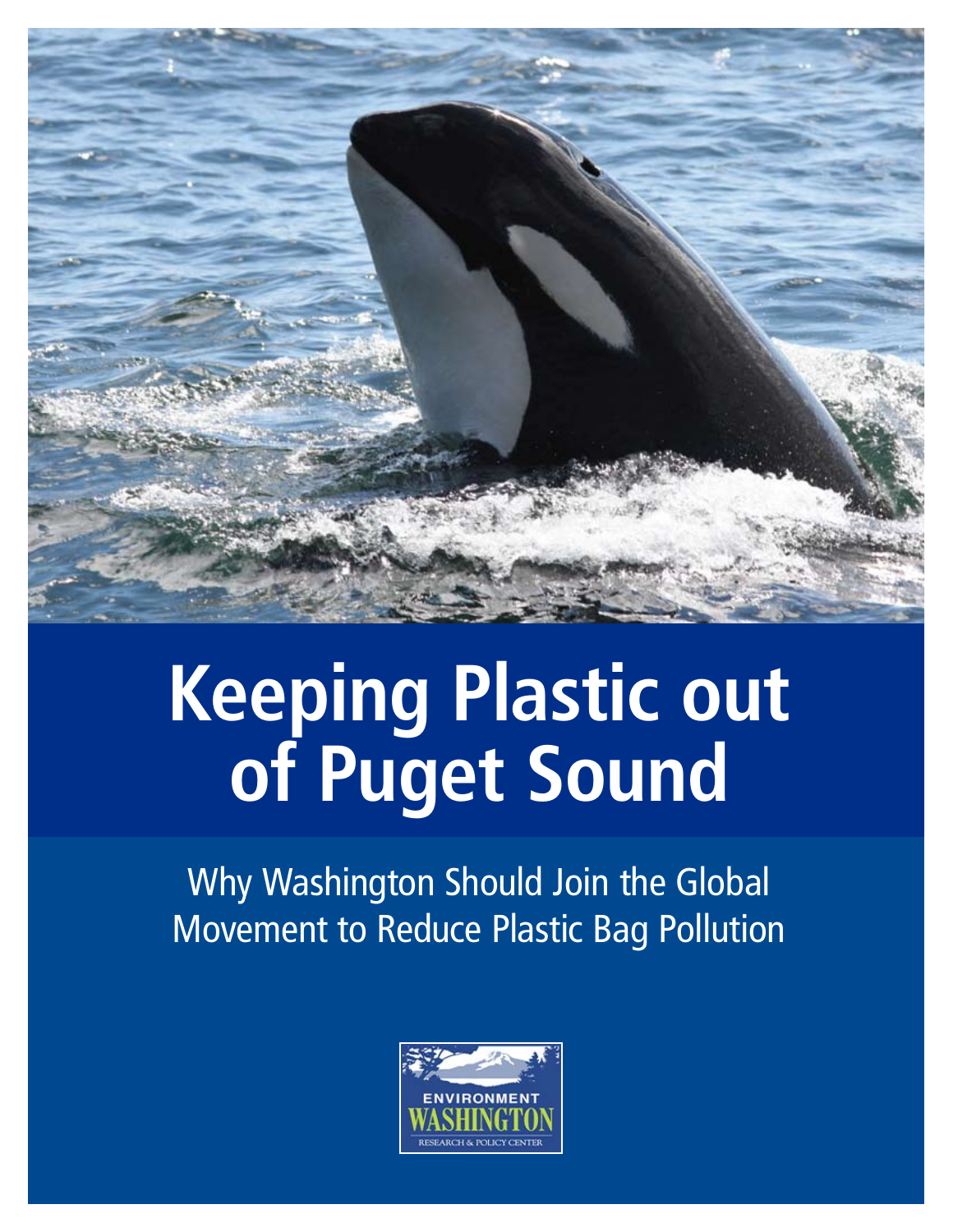# Keeping Plastic out of Puget Sound

## Why Washington Should Join the Global Movement to Reduce Plastic Bag Pollution

ENVIRONMENT WASHINGTON
RESEARCH & POLICY CENTER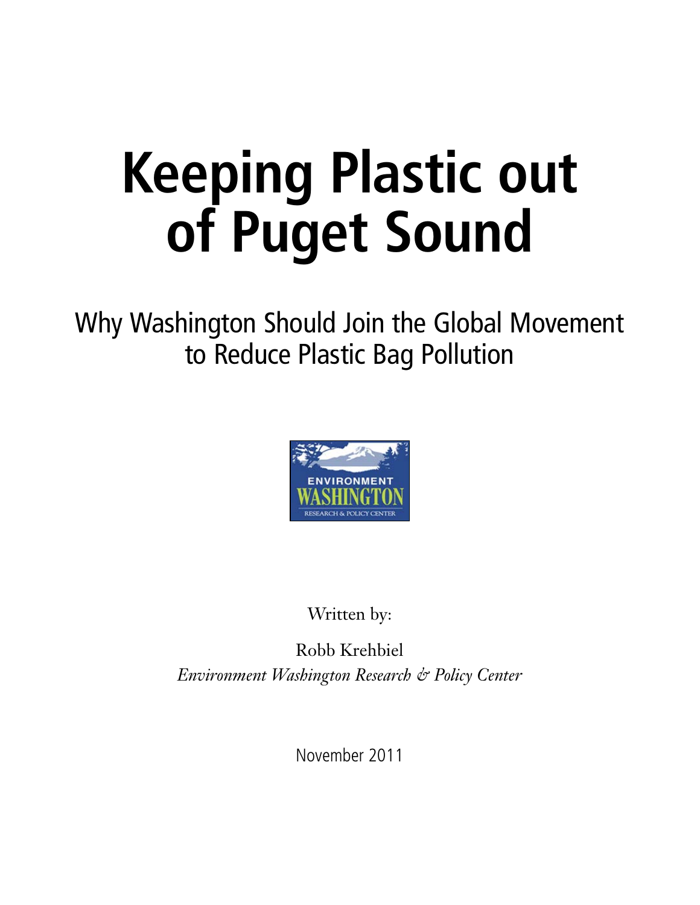# Keeping Plastic out of Puget Sound

## Why Washington Should Join the Global Movement to Reduce Plastic Bag Pollution

ENVIRONMENT WASHINGTON RESEARCH & POLICY CENTER

Written by:

Robb Krehbiel

*Environment Washington Research & Policy Center*

November 2011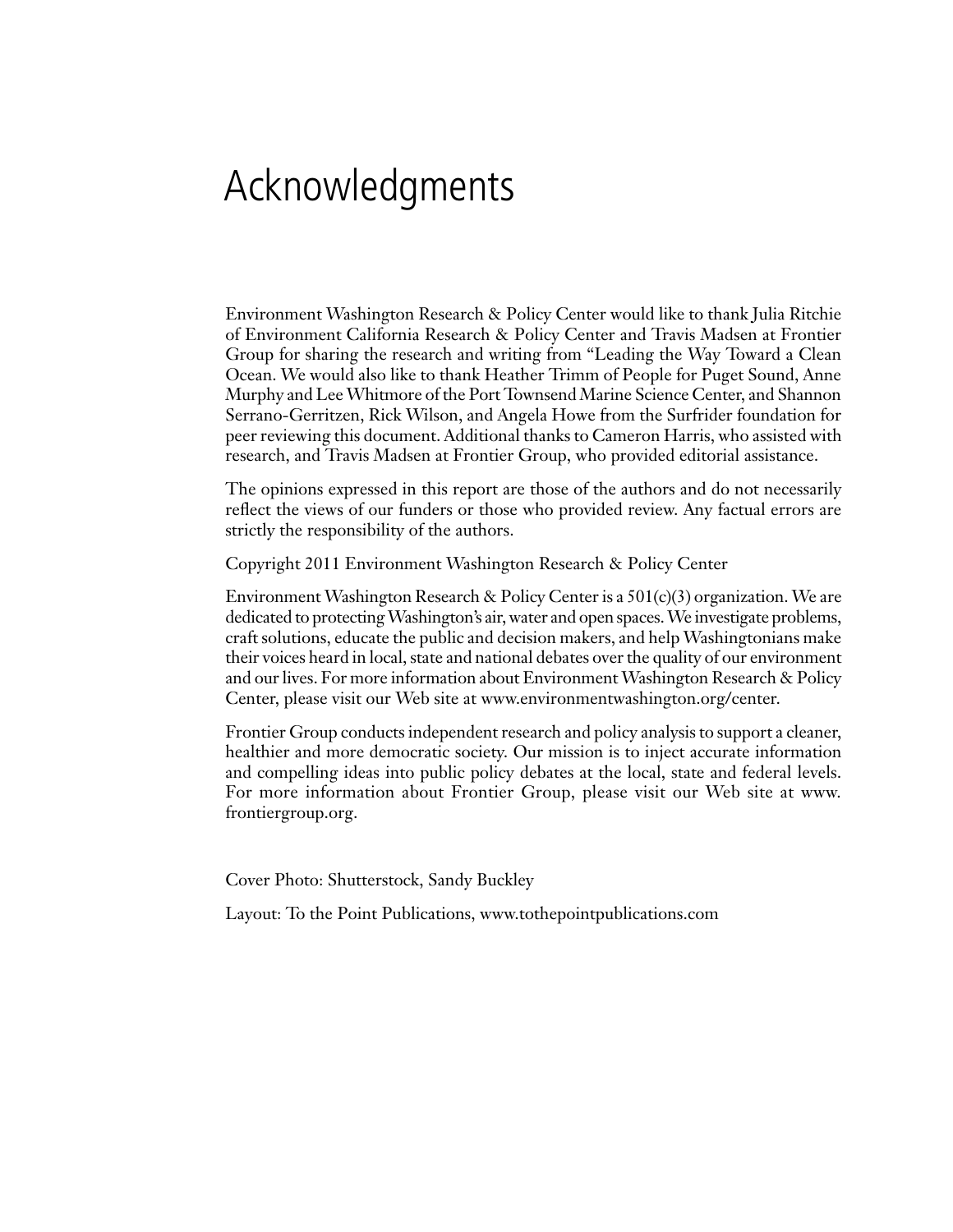# Acknowledgments

Environment Washington Research & Policy Center would like to thank Julia Ritchie of Environment California Research & Policy Center and Travis Madsen at Frontier Group for sharing the research and writing from "Leading the Way Toward a Clean Ocean. We would also like to thank Heather Trimm of People for Puget Sound, Anne Murphy and Lee Whitmore of the Port Townsend Marine Science Center, and Shannon Serrano-Gerritzen, Rick Wilson, and Angela Howe from the Surfrider foundation for peer reviewing this document. Additional thanks to Cameron Harris, who assisted with research, and Travis Madsen at Frontier Group, who provided editorial assistance.

The opinions expressed in this report are those of the authors and do not necessarily reflect the views of our funders or those who provided review. Any factual errors are strictly the responsibility of the authors.

Copyright 2011 Environment Washington Research & Policy Center

Environment Washington Research & Policy Center is a 501(c)(3) organization. We are dedicated to protecting Washington's air, water and open spaces. We investigate problems, craft solutions, educate the public and decision makers, and help Washingtonians make their voices heard in local, state and national debates over the quality of our environment and our lives. For more information about Environment Washington Research & Policy Center, please visit our Web site at www.environmentwashington.org/center.

Frontier Group conducts independent research and policy analysis to support a cleaner, healthier and more democratic society. Our mission is to inject accurate information and compelling ideas into public policy debates at the local, state and federal levels. For more information about Frontier Group, please visit our Web site at www.frontiergroup.org.

Cover Photo: Shutterstock, Sandy Buckley

Layout: To the Point Publications, www.tothepointpublications.com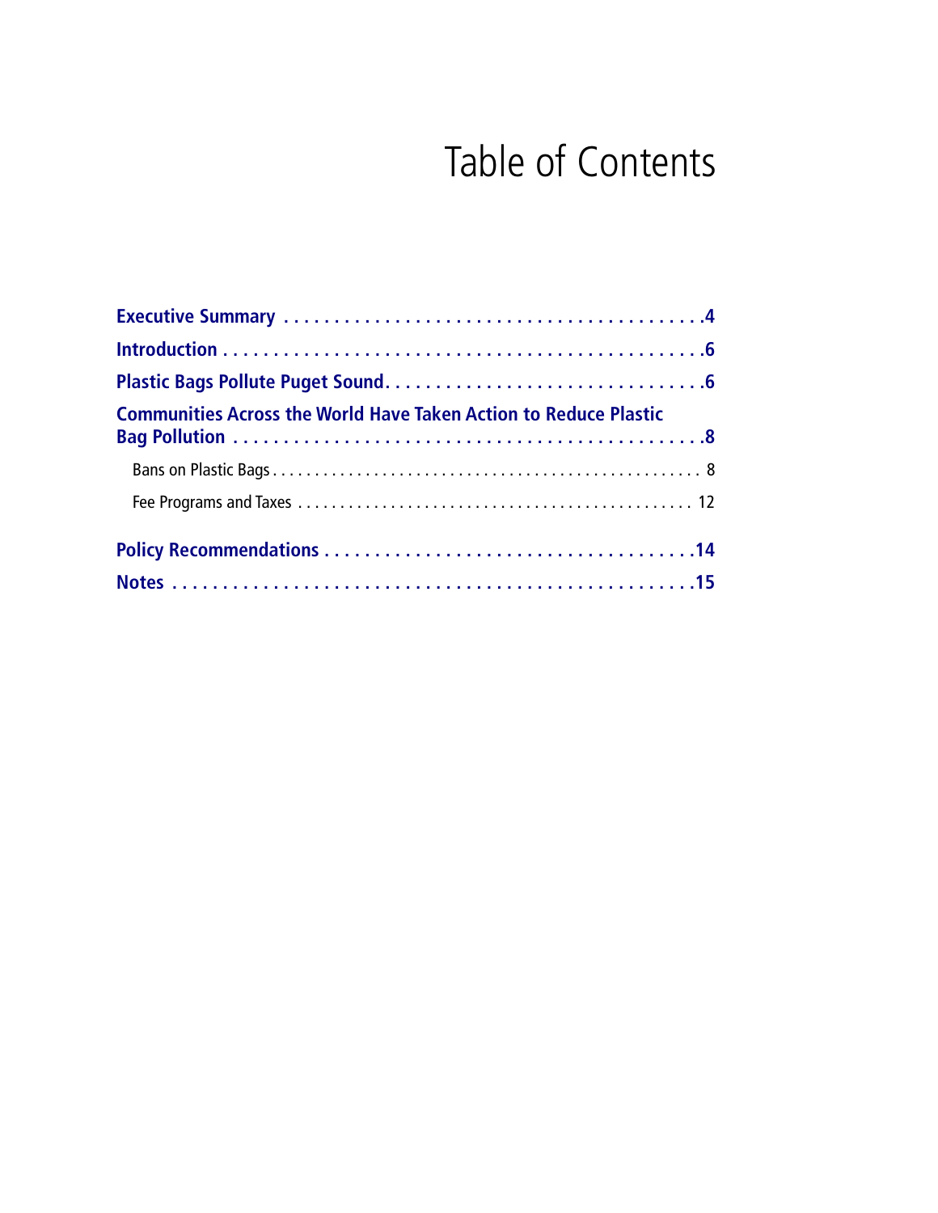# Table of Contents

**Executive Summary** . . . . . . . . . . . . . . . . . . . . . . . . . . . . . . . . . . . . . . . . . . **4**

**Introduction** . . . . . . . . . . . . . . . . . . . . . . . . . . . . . . . . . . . . . . . . . . . . . . . **6**

**Plastic Bags Pollute Puget Sound** . . . . . . . . . . . . . . . . . . . . . . . . . . . . . . . . **6**

**Communities Across the World Have Taken Action to Reduce Plastic Bag Pollution** . . . . . . . . . . . . . . . . . . . . . . . . . . . . . . . . . . . . . . . . . . . . . **8**

- Bans on Plastic Bags . . . . . . . . . . . . . . . . . . . . . . . . . . . . . . . . . . . . . . . . . . . . . . . . . . 8
- Fee Programs and Taxes . . . . . . . . . . . . . . . . . . . . . . . . . . . . . . . . . . . . . . . . . . . . . 12

**Policy Recommendations** . . . . . . . . . . . . . . . . . . . . . . . . . . . . . . . . . . . . . **14**

**Notes** . . . . . . . . . . . . . . . . . . . . . . . . . . . . . . . . . . . . . . . . . . . . . . . . . . . . **15**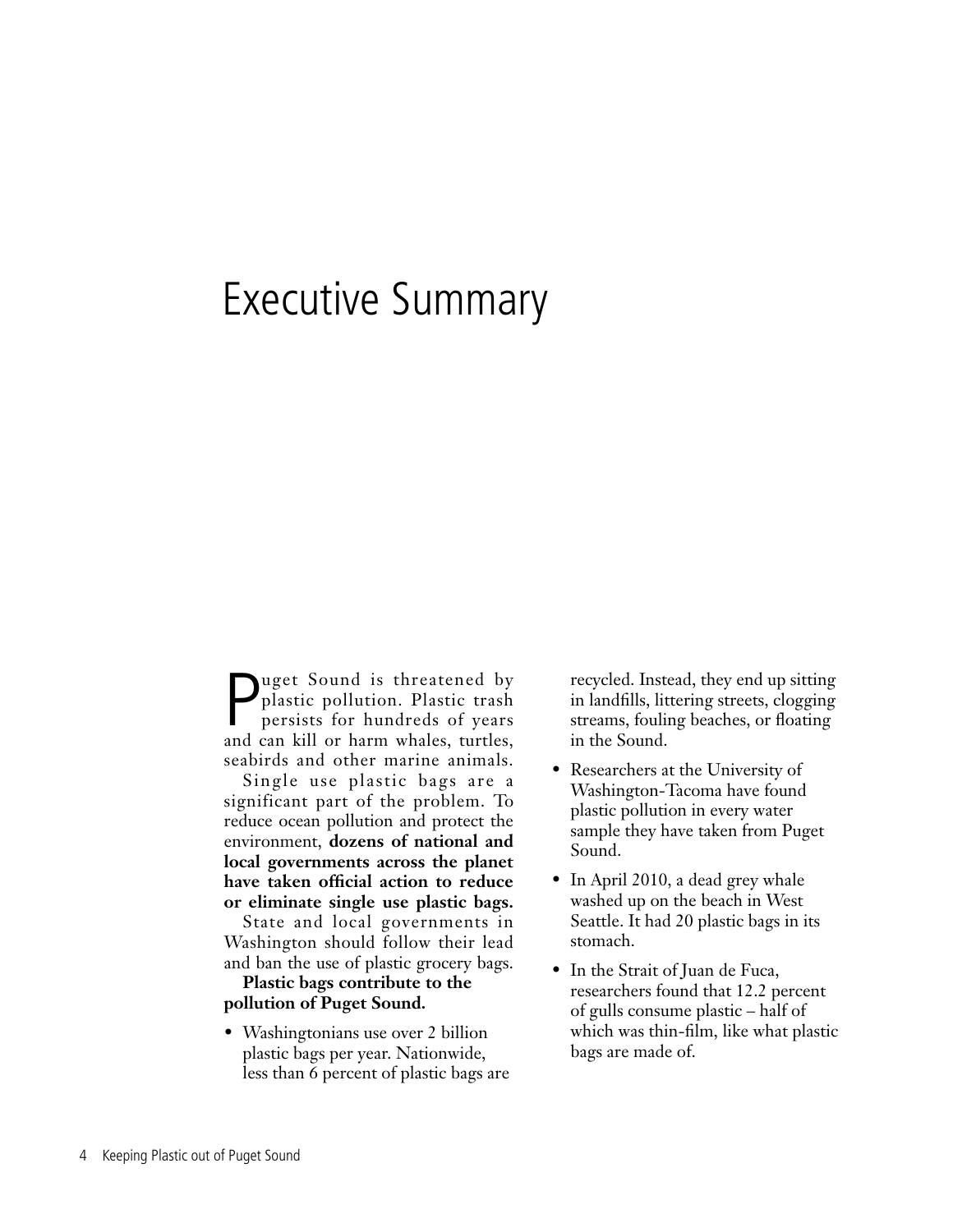# Executive Summary

Puget Sound is threatened by plastic pollution. Plastic trash persists for hundreds of years and can kill or harm whales, turtles, seabirds and other marine animals.

Single use plastic bags are a significant part of the problem. To reduce ocean pollution and protect the environment, **dozens of national and local governments across the planet have taken official action to reduce or eliminate single use plastic bags.**

State and local governments in Washington should follow their lead and ban the use of plastic grocery bags.

**Plastic bags contribute to the pollution of Puget Sound.**

- Washingtonians use over 2 billion plastic bags per year. Nationwide, less than 6 percent of plastic bags are recycled. Instead, they end up sitting in landfills, littering streets, clogging streams, fouling beaches, or floating in the Sound.
- Researchers at the University of Washington-Tacoma have found plastic pollution in every water sample they have taken from Puget Sound.
- In April 2010, a dead grey whale washed up on the beach in West Seattle. It had 20 plastic bags in its stomach.
- In the Strait of Juan de Fuca, researchers found that 12.2 percent of gulls consume plastic – half of which was thin-film, like what plastic bags are made of.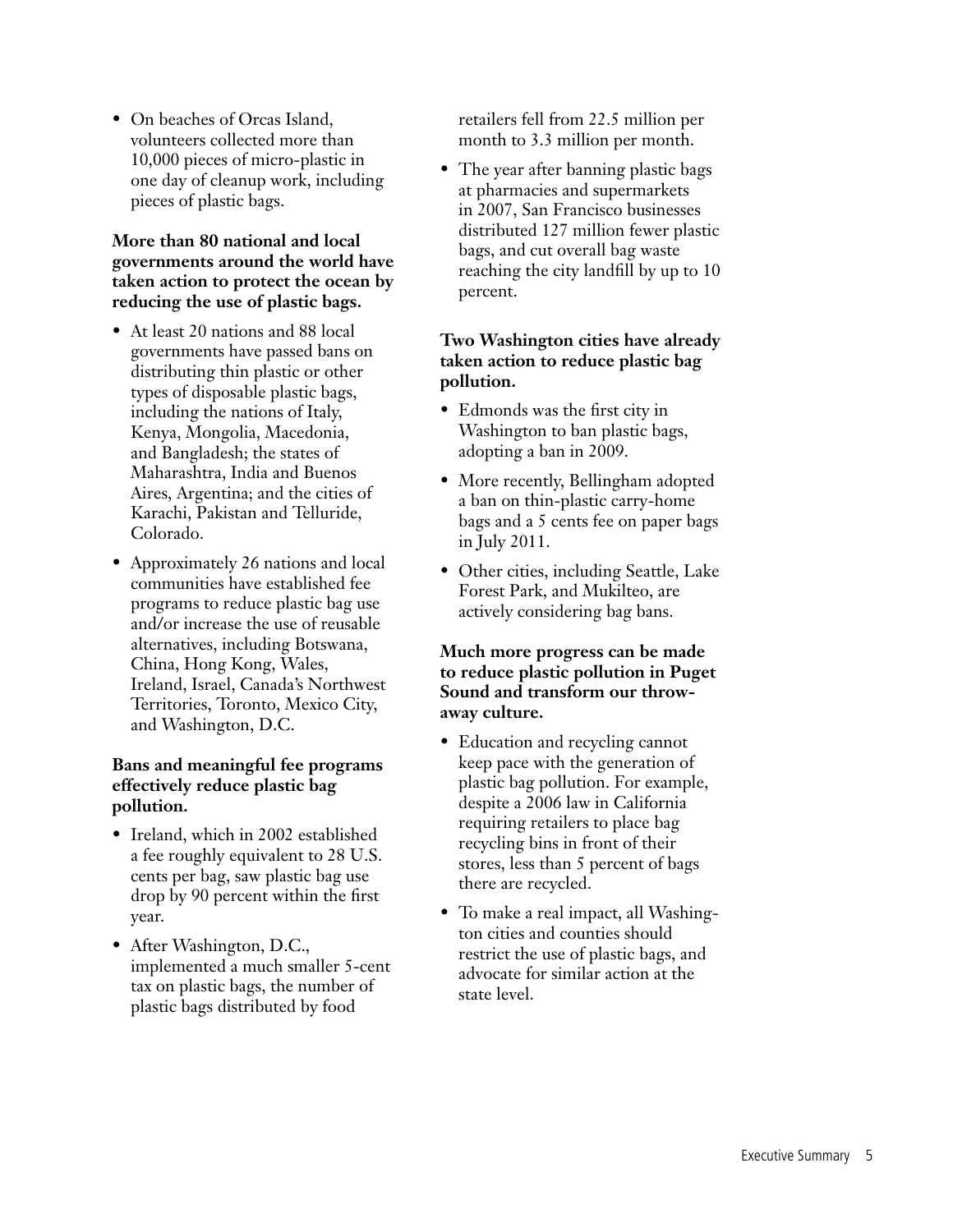- On beaches of Orcas Island, volunteers collected more than 10,000 pieces of micro-plastic in one day of cleanup work, including pieces of plastic bags.

**More than 80 national and local governments around the world have taken action to protect the ocean by reducing the use of plastic bags.**

- At least 20 nations and 88 local governments have passed bans on distributing thin plastic or other types of disposable plastic bags, including the nations of Italy, Kenya, Mongolia, Macedonia, and Bangladesh; the states of Maharashtra, India and Buenos Aires, Argentina; and the cities of Karachi, Pakistan and Telluride, Colorado.
- Approximately 26 nations and local communities have established fee programs to reduce plastic bag use and/or increase the use of reusable alternatives, including Botswana, China, Hong Kong, Wales, Ireland, Israel, Canada's Northwest Territories, Toronto, Mexico City, and Washington, D.C.

**Bans and meaningful fee programs effectively reduce plastic bag pollution.**

- Ireland, which in 2002 established a fee roughly equivalent to 28 U.S. cents per bag, saw plastic bag use drop by 90 percent within the first year.
- After Washington, D.C., implemented a much smaller 5-cent tax on plastic bags, the number of plastic bags distributed by food retailers fell from 22.5 million per month to 3.3 million per month.
- The year after banning plastic bags at pharmacies and supermarkets in 2007, San Francisco businesses distributed 127 million fewer plastic bags, and cut overall bag waste reaching the city landfill by up to 10 percent.

**Two Washington cities have already taken action to reduce plastic bag pollution.**

- Edmonds was the first city in Washington to ban plastic bags, adopting a ban in 2009.
- More recently, Bellingham adopted a ban on thin-plastic carry-home bags and a 5 cents fee on paper bags in July 2011.
- Other cities, including Seattle, Lake Forest Park, and Mukilteo, are actively considering bag bans.

**Much more progress can be made to reduce plastic pollution in Puget Sound and transform our throw-away culture.**

- Education and recycling cannot keep pace with the generation of plastic bag pollution. For example, despite a 2006 law in California requiring retailers to place bag recycling bins in front of their stores, less than 5 percent of bags there are recycled.
- To make a real impact, all Washington cities and counties should restrict the use of plastic bags, and advocate for similar action at the state level.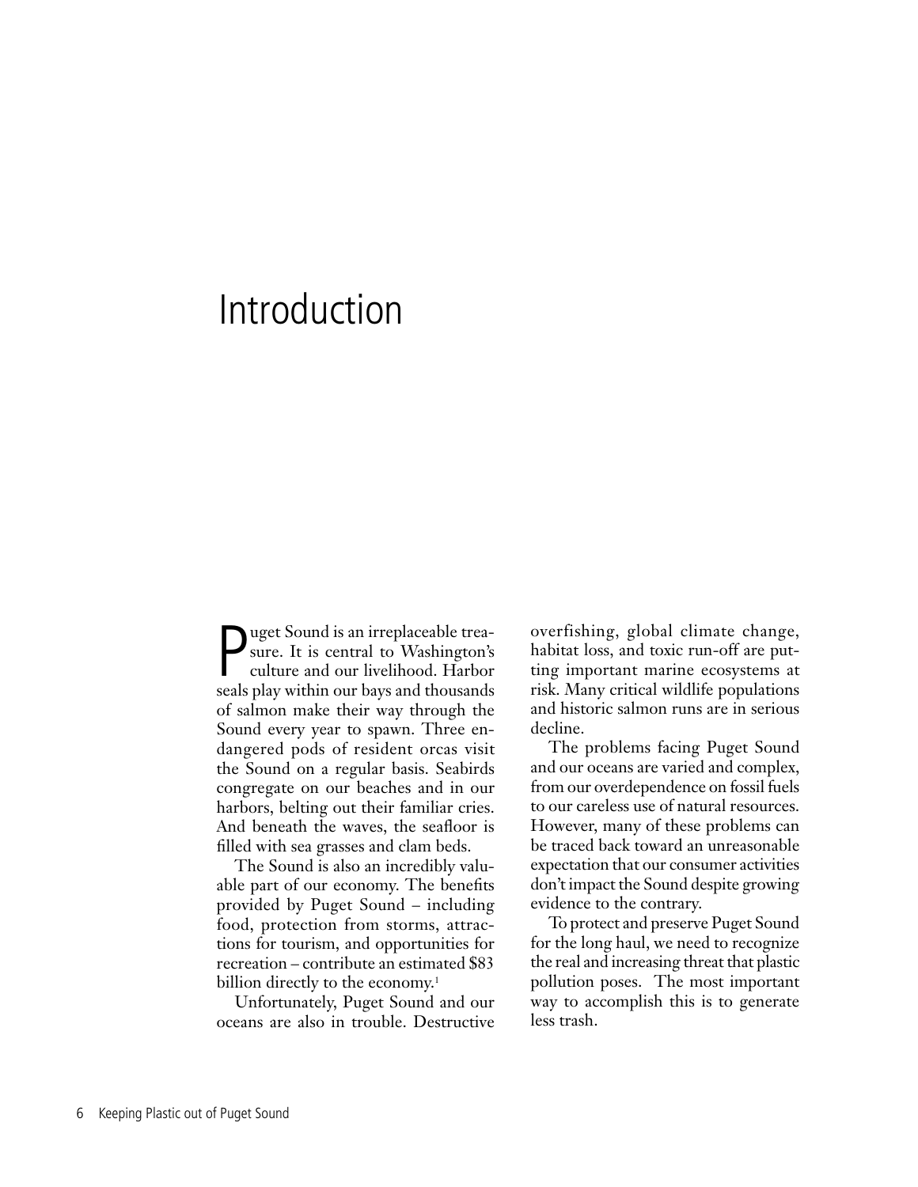# Introduction

Puget Sound is an irreplaceable treasure. It is central to Washington's culture and our livelihood. Harbor seals play within our bays and thousands of salmon make their way through the Sound every year to spawn. Three endangered pods of resident orcas visit the Sound on a regular basis. Seabirds congregate on our beaches and in our harbors, belting out their familiar cries. And beneath the waves, the seafloor is filled with sea grasses and clam beds.

The Sound is also an incredibly valuable part of our economy. The benefits provided by Puget Sound – including food, protection from storms, attractions for tourism, and opportunities for recreation – contribute an estimated $83 billion directly to the economy.[1]

Unfortunately, Puget Sound and our oceans are also in trouble. Destructive overfishing, global climate change, habitat loss, and toxic run-off are putting important marine ecosystems at risk. Many critical wildlife populations and historic salmon runs are in serious decline.

The problems facing Puget Sound and our oceans are varied and complex, from our overdependence on fossil fuels to our careless use of natural resources. However, many of these problems can be traced back toward an unreasonable expectation that our consumer activities don't impact the Sound despite growing evidence to the contrary.

To protect and preserve Puget Sound for the long haul, we need to recognize the real and increasing threat that plastic pollution poses. The most important way to accomplish this is to generate less trash.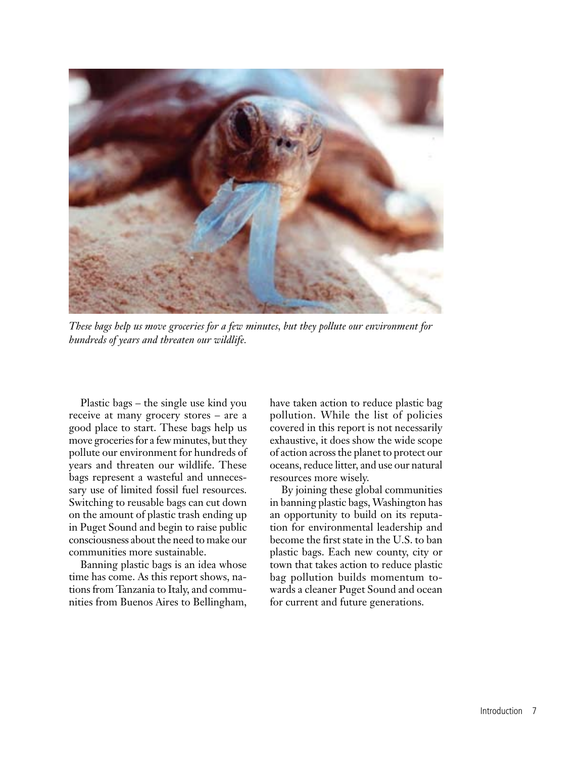*These bags help us move groceries for a few minutes, but they pollute our environment for hundreds of years and threaten our wildlife.*

Plastic bags – the single use kind you receive at many grocery stores – are a good place to start. These bags help us move groceries for a few minutes, but they pollute our environment for hundreds of years and threaten our wildlife. These bags represent a wasteful and unnecessary use of limited fossil fuel resources. Switching to reusable bags can cut down on the amount of plastic trash ending up in Puget Sound and begin to raise public consciousness about the need to make our communities more sustainable.

Banning plastic bags is an idea whose time has come. As this report shows, nations from Tanzania to Italy, and communities from Buenos Aires to Bellingham, have taken action to reduce plastic bag pollution. While the list of policies covered in this report is not necessarily exhaustive, it does show the wide scope of action across the planet to protect our oceans, reduce litter, and use our natural resources more wisely.

By joining these global communities in banning plastic bags, Washington has an opportunity to build on its reputation for environmental leadership and become the first state in the U.S. to ban plastic bags. Each new county, city or town that takes action to reduce plastic bag pollution builds momentum towards a cleaner Puget Sound and ocean for current and future generations.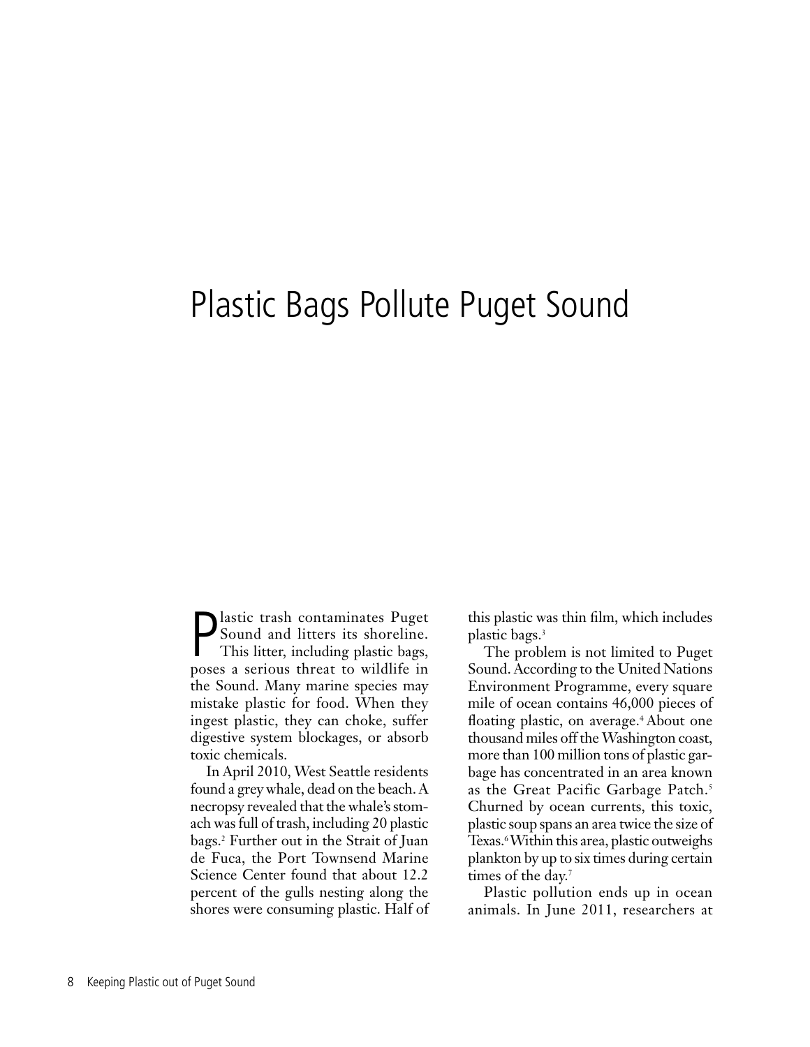# Plastic Bags Pollute Puget Sound

Plastic trash contaminates Puget Sound and litters its shoreline. This litter, including plastic bags, poses a serious threat to wildlife in the Sound. Many marine species may mistake plastic for food. When they ingest plastic, they can choke, suffer digestive system blockages, or absorb toxic chemicals.

In April 2010, West Seattle residents found a grey whale, dead on the beach. A necropsy revealed that the whale's stomach was full of trash, including 20 plastic bags.[2] Further out in the Strait of Juan de Fuca, the Port Townsend Marine Science Center found that about 12.2 percent of the gulls nesting along the shores were consuming plastic. Half of this plastic was thin film, which includes plastic bags.[3]

The problem is not limited to Puget Sound. According to the United Nations Environment Programme, every square mile of ocean contains 46,000 pieces of floating plastic, on average.[4] About one thousand miles off the Washington coast, more than 100 million tons of plastic garbage has concentrated in an area known as the Great Pacific Garbage Patch.[5] Churned by ocean currents, this toxic, plastic soup spans an area twice the size of Texas.[6] Within this area, plastic outweighs plankton by up to six times during certain times of the day.[7]

Plastic pollution ends up in ocean animals. In June 2011, researchers at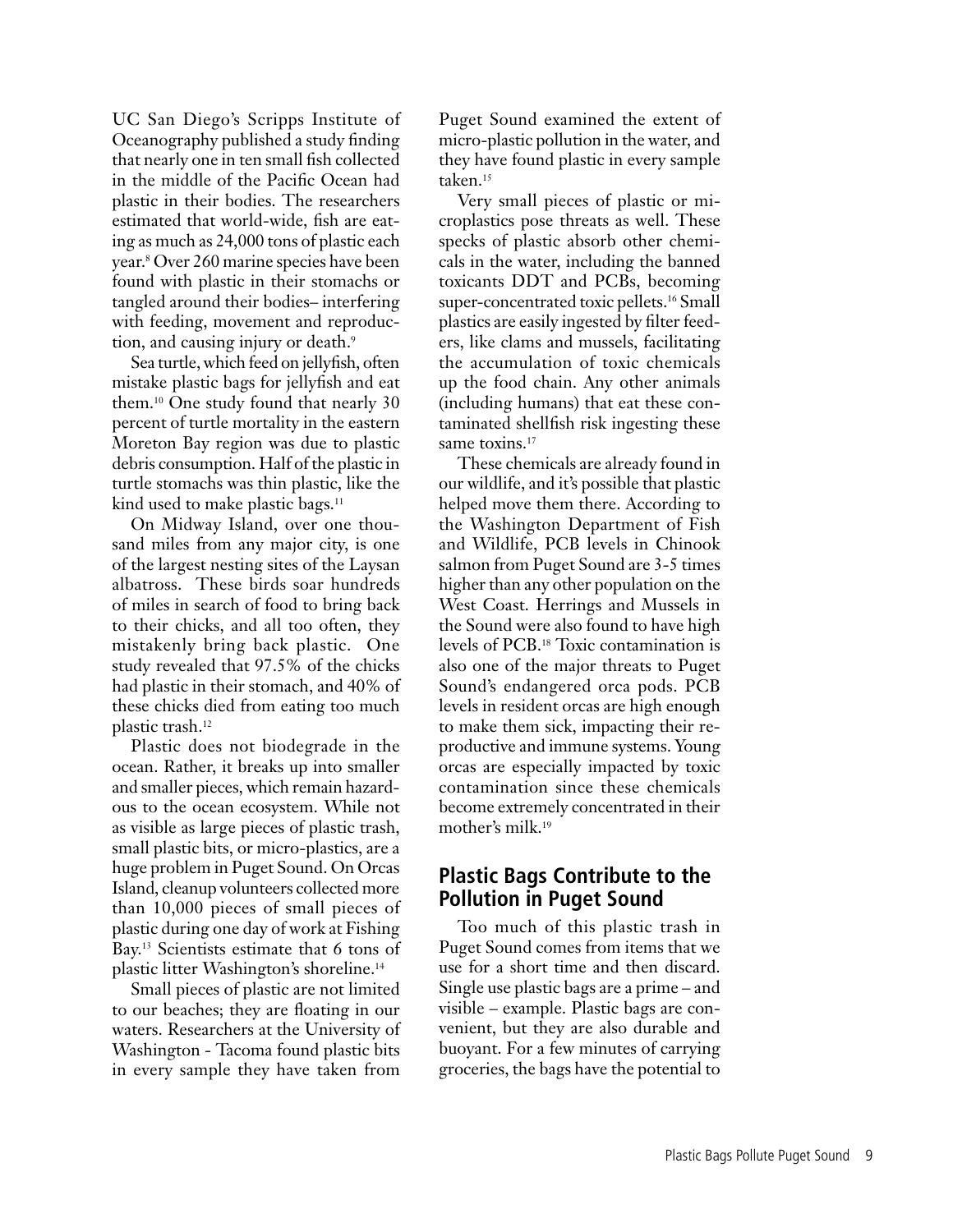UC San Diego's Scripps Institute of Oceanography published a study finding that nearly one in ten small fish collected in the middle of the Pacific Ocean had plastic in their bodies. The researchers estimated that world-wide, fish are eating as much as 24,000 tons of plastic each year.[8] Over 260 marine species have been found with plastic in their stomachs or tangled around their bodies– interfering with feeding, movement and reproduction, and causing injury or death.[9]

Sea turtle, which feed on jellyfish, often mistake plastic bags for jellyfish and eat them.[10] One study found that nearly 30 percent of turtle mortality in the eastern Moreton Bay region was due to plastic debris consumption. Half of the plastic in turtle stomachs was thin plastic, like the kind used to make plastic bags.[11]

On Midway Island, over one thousand miles from any major city, is one of the largest nesting sites of the Laysan albatross. These birds soar hundreds of miles in search of food to bring back to their chicks, and all too often, they mistakenly bring back plastic. One study revealed that 97.5% of the chicks had plastic in their stomach, and 40% of these chicks died from eating too much plastic trash.[12]

Plastic does not biodegrade in the ocean. Rather, it breaks up into smaller and smaller pieces, which remain hazardous to the ocean ecosystem. While not as visible as large pieces of plastic trash, small plastic bits, or micro-plastics, are a huge problem in Puget Sound. On Orcas Island, cleanup volunteers collected more than 10,000 pieces of small pieces of plastic during one day of work at Fishing Bay.[13] Scientists estimate that 6 tons of plastic litter Washington's shoreline.[14]

Small pieces of plastic are not limited to our beaches; they are floating in our waters. Researchers at the University of Washington - Tacoma found plastic bits in every sample they have taken from Puget Sound examined the extent of micro-plastic pollution in the water, and they have found plastic in every sample taken.[15]

Very small pieces of plastic or microplastics pose threats as well. These specks of plastic absorb other chemicals in the water, including the banned toxicants DDT and PCBs, becoming super-concentrated toxic pellets.[16] Small plastics are easily ingested by filter feeders, like clams and mussels, facilitating the accumulation of toxic chemicals up the food chain. Any other animals (including humans) that eat these contaminated shellfish risk ingesting these same toxins.[17]

These chemicals are already found in our wildlife, and it's possible that plastic helped move them there. According to the Washington Department of Fish and Wildlife, PCB levels in Chinook salmon from Puget Sound are 3-5 times higher than any other population on the West Coast. Herrings and Mussels in the Sound were also found to have high levels of PCB.[18] Toxic contamination is also one of the major threats to Puget Sound's endangered orca pods. PCB levels in resident orcas are high enough to make them sick, impacting their reproductive and immune systems. Young orcas are especially impacted by toxic contamination since these chemicals become extremely concentrated in their mother's milk.[19]

## Plastic Bags Contribute to the Pollution in Puget Sound

Too much of this plastic trash in Puget Sound comes from items that we use for a short time and then discard. Single use plastic bags are a prime – and visible – example. Plastic bags are convenient, but they are also durable and buoyant. For a few minutes of carrying groceries, the bags have the potential to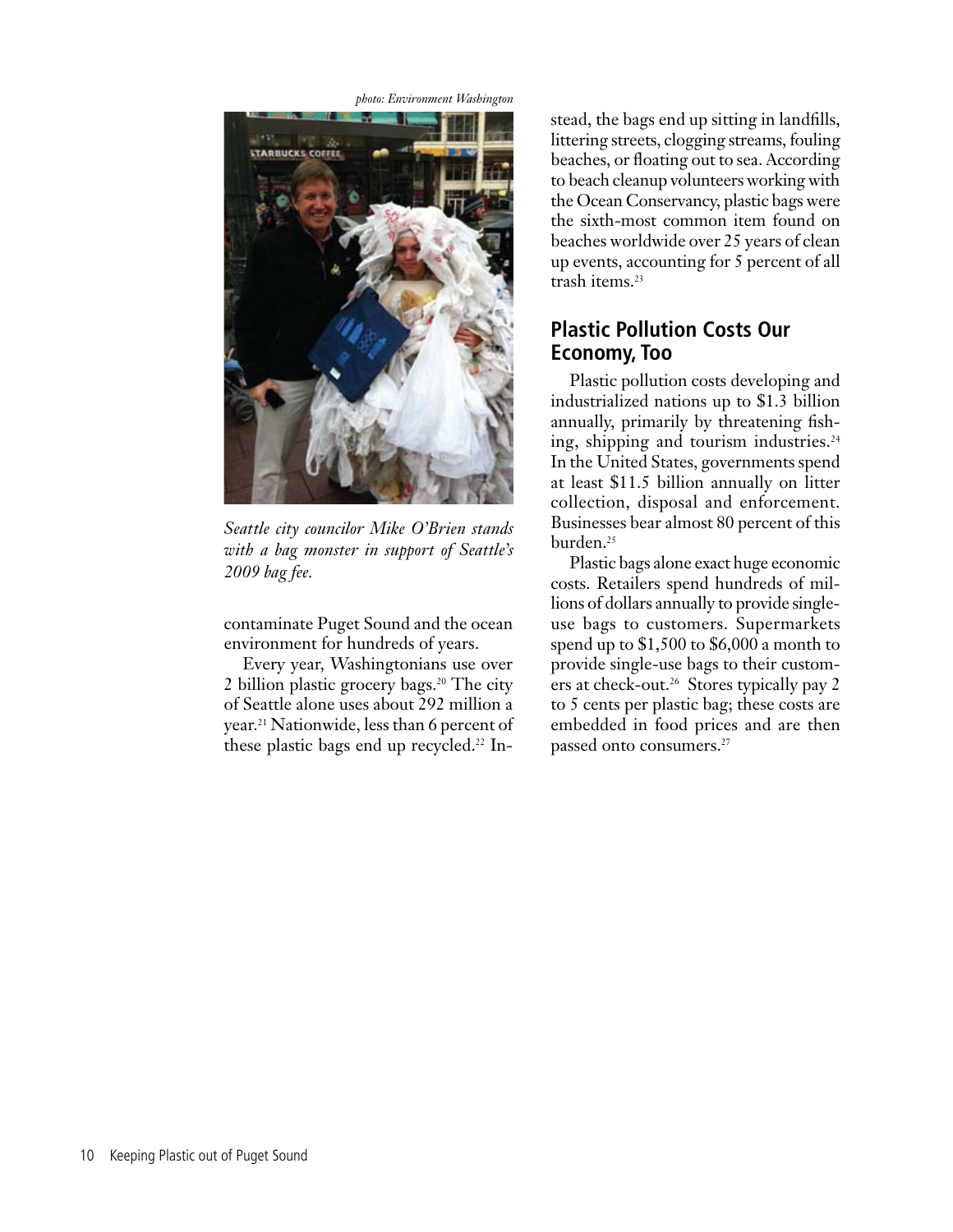photo: Environment Washington

*Seattle city councilor Mike O'Brien stands with a bag monster in support of Seattle's 2009 bag fee.*

contaminate Puget Sound and the ocean environment for hundreds of years.

Every year, Washingtonians use over 2 billion plastic grocery bags.[20] The city of Seattle alone uses about 292 million a year.[21] Nationwide, less than 6 percent of these plastic bags end up recycled.[22] Instead, the bags end up sitting in landfills, littering streets, clogging streams, fouling beaches, or floating out to sea. According to beach cleanup volunteers working with the Ocean Conservancy, plastic bags were the sixth-most common item found on beaches worldwide over 25 years of clean up events, accounting for 5 percent of all trash items.[23]

## Plastic Pollution Costs Our Economy, Too

Plastic pollution costs developing and industrialized nations up to $1.3 billion annually, primarily by threatening fishing, shipping and tourism industries.[24] In the United States, governments spend at least $11.5 billion annually on litter collection, disposal and enforcement. Businesses bear almost 80 percent of this burden.[25]

Plastic bags alone exact huge economic costs. Retailers spend hundreds of millions of dollars annually to provide single-use bags to customers. Supermarkets spend up to $1,500 to $6,000 a month to provide single-use bags to their customers at check-out.[26] Stores typically pay 2 to 5 cents per plastic bag; these costs are embedded in food prices and are then passed onto consumers.[27]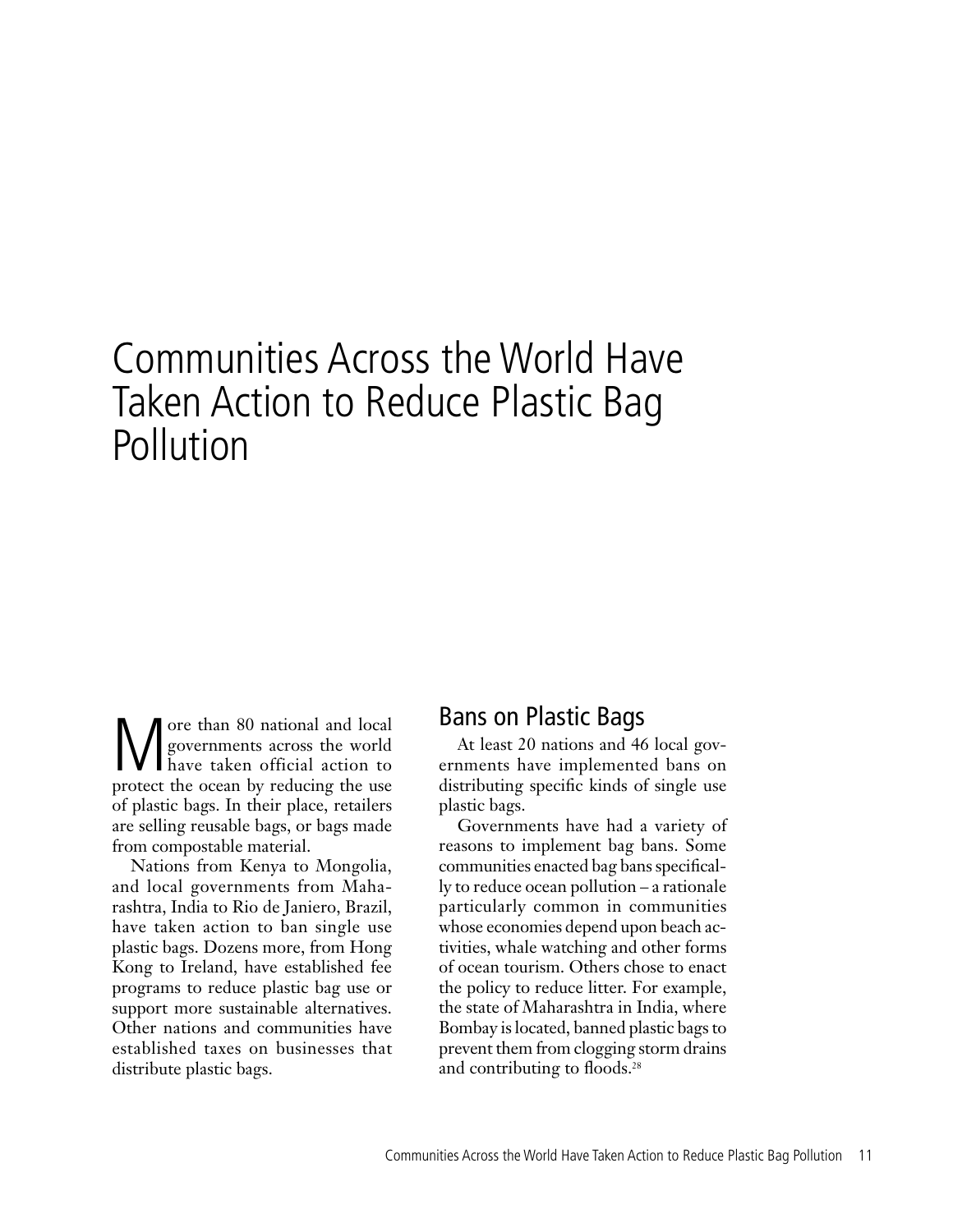# Communities Across the World Have Taken Action to Reduce Plastic Bag Pollution

More than 80 national and local governments across the world have taken official action to protect the ocean by reducing the use of plastic bags. In their place, retailers are selling reusable bags, or bags made from compostable material.

Nations from Kenya to Mongolia, and local governments from Maharashtra, India to Rio de Janiero, Brazil, have taken action to ban single use plastic bags. Dozens more, from Hong Kong to Ireland, have established fee programs to reduce plastic bag use or support more sustainable alternatives. Other nations and communities have established taxes on businesses that distribute plastic bags.

## Bans on Plastic Bags

At least 20 nations and 46 local governments have implemented bans on distributing specific kinds of single use plastic bags.

Governments have had a variety of reasons to implement bag bans. Some communities enacted bag bans specifically to reduce ocean pollution – a rationale particularly common in communities whose economies depend upon beach activities, whale watching and other forms of ocean tourism. Others chose to enact the policy to reduce litter. For example, the state of Maharashtra in India, where Bombay is located, banned plastic bags to prevent them from clogging storm drains and contributing to floods.[28]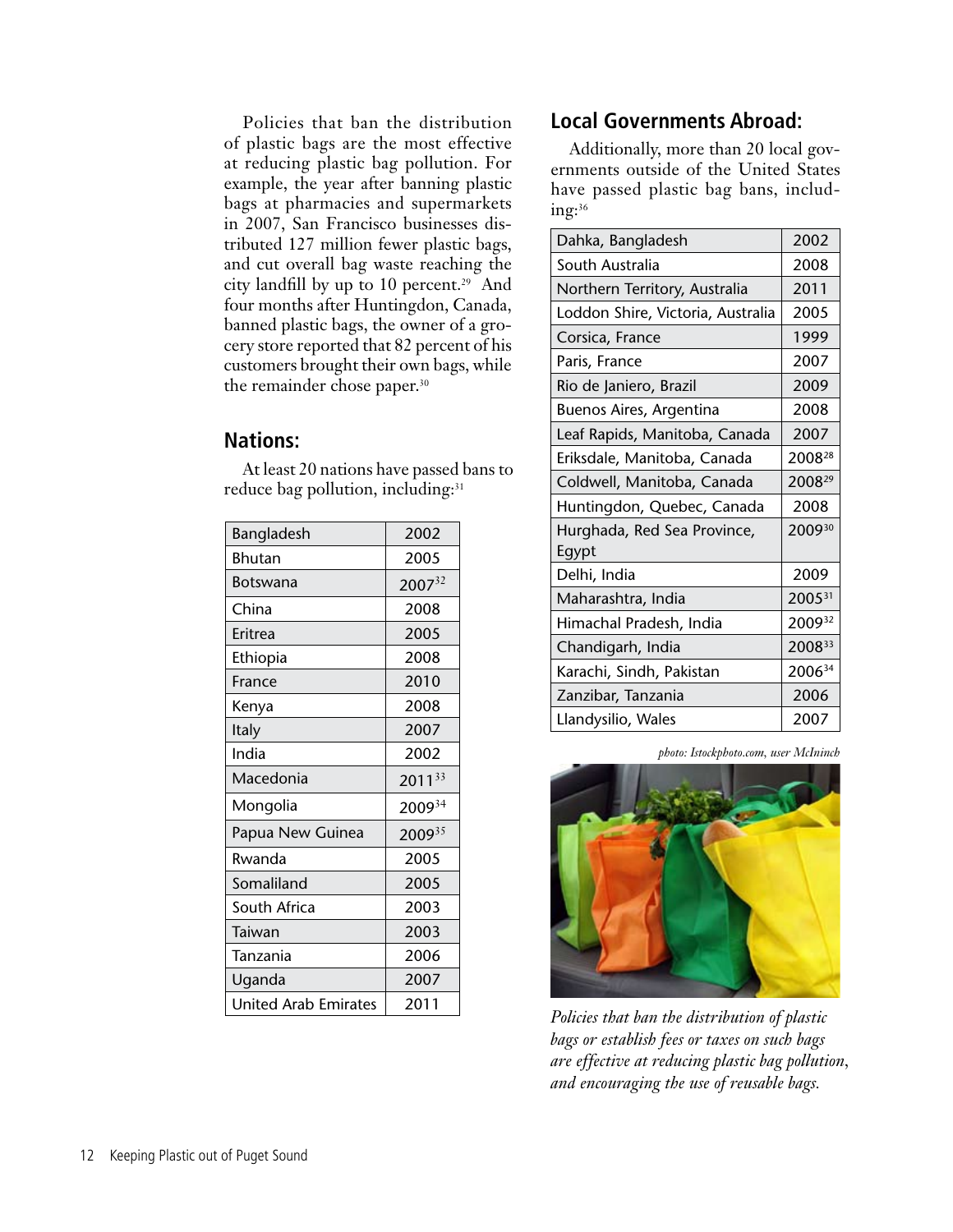Policies that ban the distribution of plastic bags are the most effective at reducing plastic bag pollution. For example, the year after banning plastic bags at pharmacies and supermarkets in 2007, San Francisco businesses distributed 127 million fewer plastic bags, and cut overall bag waste reaching the city landfill by up to 10 percent.[29] And four months after Huntingdon, Canada, banned plastic bags, the owner of a grocery store reported that 82 percent of his customers brought their own bags, while the remainder chose paper.[30]

## Nations:

At least 20 nations have passed bans to reduce bag pollution, including:[31]

| Nation | Year |
|---|---|
| Bangladesh | 2002 |
| Bhutan | 2005 |
| Botswana | 2007[32] |
| China | 2008 |
| Eritrea | 2005 |
| Ethiopia | 2008 |
| France | 2010 |
| Kenya | 2008 |
| Italy | 2007 |
| India | 2002 |
| Macedonia | 2011[33] |
| Mongolia | 2009[34] |
| Papua New Guinea | 2009[35] |
| Rwanda | 2005 |
| Somaliland | 2005 |
| South Africa | 2003 |
| Taiwan | 2003 |
| Tanzania | 2006 |
| Uganda | 2007 |
| United Arab Emirates | 2011 |

## Local Governments Abroad:

Additionally, more than 20 local governments outside of the United States have passed plastic bag bans, including:[36]

| Local Government | Year |
|---|---|
| Dahka, Bangladesh | 2002 |
| South Australia | 2008 |
| Northern Territory, Australia | 2011 |
| Loddon Shire, Victoria, Australia | 2005 |
| Corsica, France | 1999 |
| Paris, France | 2007 |
| Rio de Janiero, Brazil | 2009 |
| Buenos Aires, Argentina | 2008 |
| Leaf Rapids, Manitoba, Canada | 2007 |
| Eriksdale, Manitoba, Canada | 2008[28] |
| Coldwell, Manitoba, Canada | 2008[29] |
| Huntingdon, Quebec, Canada | 2008 |
| Hurghada, Red Sea Province, Egypt | 2009[30] |
| Delhi, India | 2009 |
| Maharashtra, India | 2005[31] |
| Himachal Pradesh, India | 2009[32] |
| Chandigarh, India | 2008[33] |
| Karachi, Sindh, Pakistan | 2006[34] |
| Zanzibar, Tanzania | 2006 |
| Llandysilio, Wales | 2007 |

*photo: Istockphoto.com, user McIninch*

*Policies that ban the distribution of plastic bags or establish fees or taxes on such bags are effective at reducing plastic bag pollution, and encouraging the use of reusable bags.*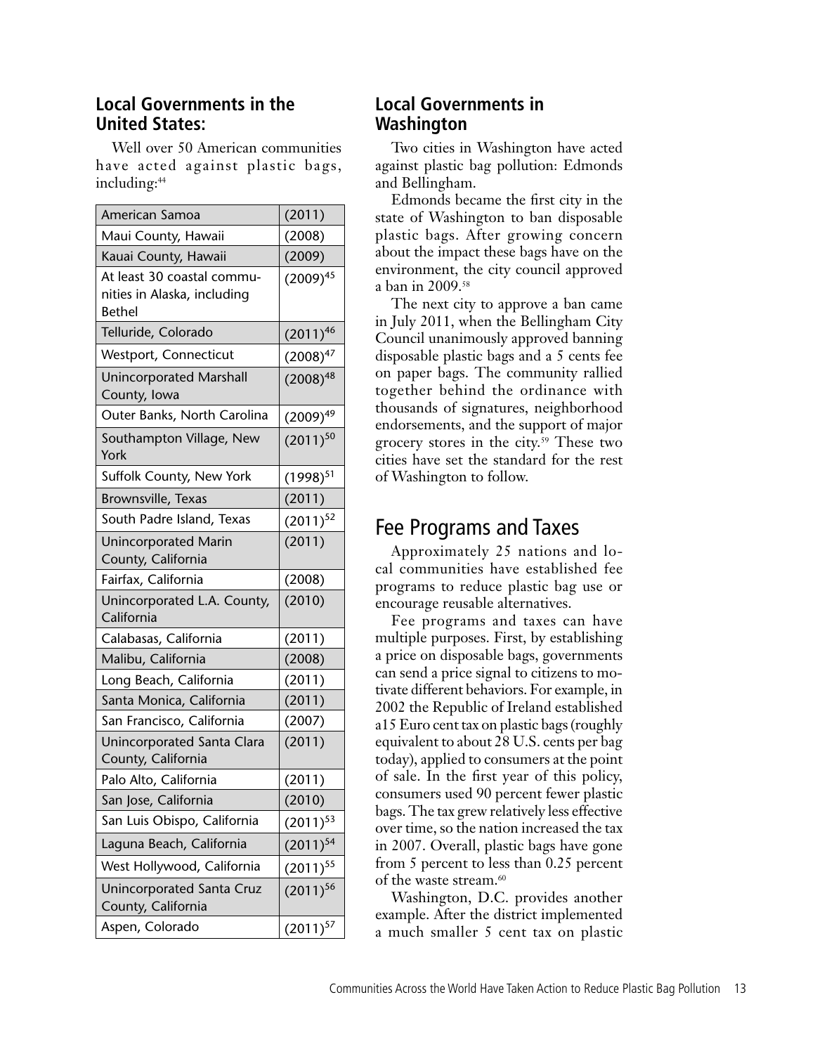## Local Governments in the United States:

Well over 50 American communities have acted against plastic bags, including:[44]

| | |
|---|---|
| American Samoa | (2011) |
| Maui County, Hawaii | (2008) |
| Kauai County, Hawaii | (2009) |
| At least 30 coastal communities in Alaska, including Bethel | (2009)[45] |
| Telluride, Colorado | (2011)[46] |
| Westport, Connecticut | (2008)[47] |
| Unincorporated Marshall County, Iowa | (2008)[48] |
| Outer Banks, North Carolina | (2009)[49] |
| Southampton Village, New York | (2011)[50] |
| Suffolk County, New York | (1998)[51] |
| Brownsville, Texas | (2011) |
| South Padre Island, Texas | (2011)[52] |
| Unincorporated Marin County, California | (2011) |
| Fairfax, California | (2008) |
| Unincorporated L.A. County, California | (2010) |
| Calabasas, California | (2011) |
| Malibu, California | (2008) |
| Long Beach, California | (2011) |
| Santa Monica, California | (2011) |
| San Francisco, California | (2007) |
| Unincorporated Santa Clara County, California | (2011) |
| Palo Alto, California | (2011) |
| San Jose, California | (2010) |
| San Luis Obispo, California | (2011)[53] |
| Laguna Beach, California | (2011)[54] |
| West Hollywood, California | (2011)[55] |
| Unincorporated Santa Cruz County, California | (2011)[56] |
| Aspen, Colorado | (2011)[57] |

## Local Governments in Washington

Two cities in Washington have acted against plastic bag pollution: Edmonds and Bellingham.

Edmonds became the first city in the state of Washington to ban disposable plastic bags. After growing concern about the impact these bags have on the environment, the city council approved a ban in 2009.[58]

The next city to approve a ban came in July 2011, when the Bellingham City Council unanimously approved banning disposable plastic bags and a 5 cents fee on paper bags. The community rallied together behind the ordinance with thousands of signatures, neighborhood endorsements, and the support of major grocery stores in the city.[59] These two cities have set the standard for the rest of Washington to follow.

# Fee Programs and Taxes

Approximately 25 nations and local communities have established fee programs to reduce plastic bag use or encourage reusable alternatives.

Fee programs and taxes can have multiple purposes. First, by establishing a price on disposable bags, governments can send a price signal to citizens to motivate different behaviors. For example, in 2002 the Republic of Ireland established a15 Euro cent tax on plastic bags (roughly equivalent to about 28 U.S. cents per bag today), applied to consumers at the point of sale. In the first year of this policy, consumers used 90 percent fewer plastic bags. The tax grew relatively less effective over time, so the nation increased the tax in 2007. Overall, plastic bags have gone from 5 percent to less than 0.25 percent of the waste stream.[60]

Washington, D.C. provides another example. After the district implemented a much smaller 5 cent tax on plastic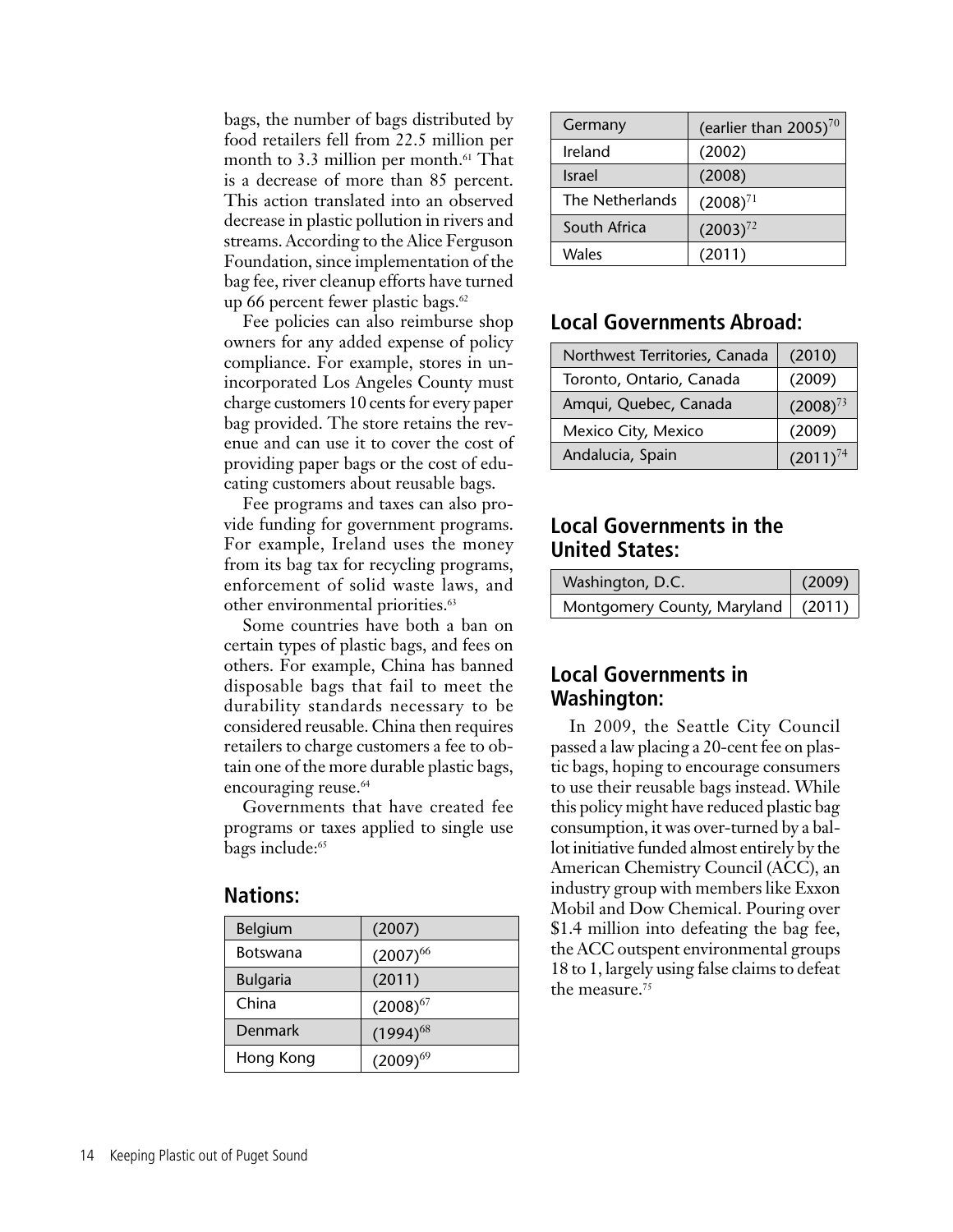bags, the number of bags distributed by food retailers fell from 22.5 million per month to 3.3 million per month.[61] That is a decrease of more than 85 percent. This action translated into an observed decrease in plastic pollution in rivers and streams. According to the Alice Ferguson Foundation, since implementation of the bag fee, river cleanup efforts have turned up 66 percent fewer plastic bags.[62]

Fee policies can also reimburse shop owners for any added expense of policy compliance. For example, stores in unincorporated Los Angeles County must charge customers 10 cents for every paper bag provided. The store retains the revenue and can use it to cover the cost of providing paper bags or the cost of educating customers about reusable bags.

Fee programs and taxes can also provide funding for government programs. For example, Ireland uses the money from its bag tax for recycling programs, enforcement of solid waste laws, and other environmental priorities.[63]

Some countries have both a ban on certain types of plastic bags, and fees on others. For example, China has banned disposable bags that fail to meet the durability standards necessary to be considered reusable. China then requires retailers to charge customers a fee to obtain one of the more durable plastic bags, encouraging reuse.[64]

Governments that have created fee programs or taxes applied to single use bags include:[65]

## Nations:

| Country | Year |
|---|---|
| Belgium | (2007) |
| Botswana | (2007)[66] |
| Bulgaria | (2011) |
| China | (2008)[67] |
| Denmark | (1994)[68] |
| Hong Kong | (2009)[69] |
| Germany | (earlier than 2005)[70] |
| Ireland | (2002) |
| Israel | (2008) |
| The Netherlands | (2008)[71] |
| South Africa | (2003)[72] |
| Wales | (2011) |

## Local Governments Abroad:

| Government | Year |
|---|---|
| Northwest Territories, Canada | (2010) |
| Toronto, Ontario, Canada | (2009) |
| Amqui, Quebec, Canada | (2008)[73] |
| Mexico City, Mexico | (2009) |
| Andalucia, Spain | (2011)[74] |

## Local Governments in the United States:

| Government | Year |
|---|---|
| Washington, D.C. | (2009) |
| Montgomery County, Maryland | (2011) |

## Local Governments in Washington:

In 2009, the Seattle City Council passed a law placing a 20-cent fee on plastic bags, hoping to encourage consumers to use their reusable bags instead. While this policy might have reduced plastic bag consumption, it was over-turned by a ballot initiative funded almost entirely by the American Chemistry Council (ACC), an industry group with members like Exxon Mobil and Dow Chemical. Pouring over $1.4 million into defeating the bag fee, the ACC outspent environmental groups 18 to 1, largely using false claims to defeat the measure.[75]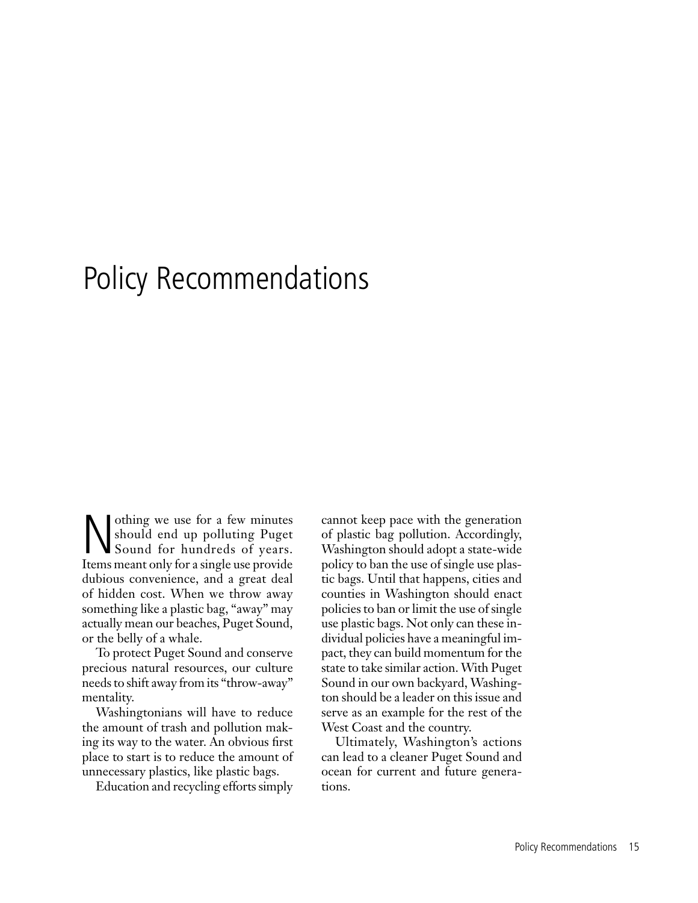# Policy Recommendations

Nothing we use for a few minutes should end up polluting Puget Sound for hundreds of years. Items meant only for a single use provide dubious convenience, and a great deal of hidden cost. When we throw away something like a plastic bag, "away" may actually mean our beaches, Puget Sound, or the belly of a whale.

To protect Puget Sound and conserve precious natural resources, our culture needs to shift away from its "throw-away" mentality.

Washingtonians will have to reduce the amount of trash and pollution making its way to the water. An obvious first place to start is to reduce the amount of unnecessary plastics, like plastic bags.

Education and recycling efforts simply cannot keep pace with the generation of plastic bag pollution. Accordingly, Washington should adopt a state-wide policy to ban the use of single use plastic bags. Until that happens, cities and counties in Washington should enact policies to ban or limit the use of single use plastic bags. Not only can these individual policies have a meaningful impact, they can build momentum for the state to take similar action. With Puget Sound in our own backyard, Washington should be a leader on this issue and serve as an example for the rest of the West Coast and the country.

Ultimately, Washington's actions can lead to a cleaner Puget Sound and ocean for current and future generations.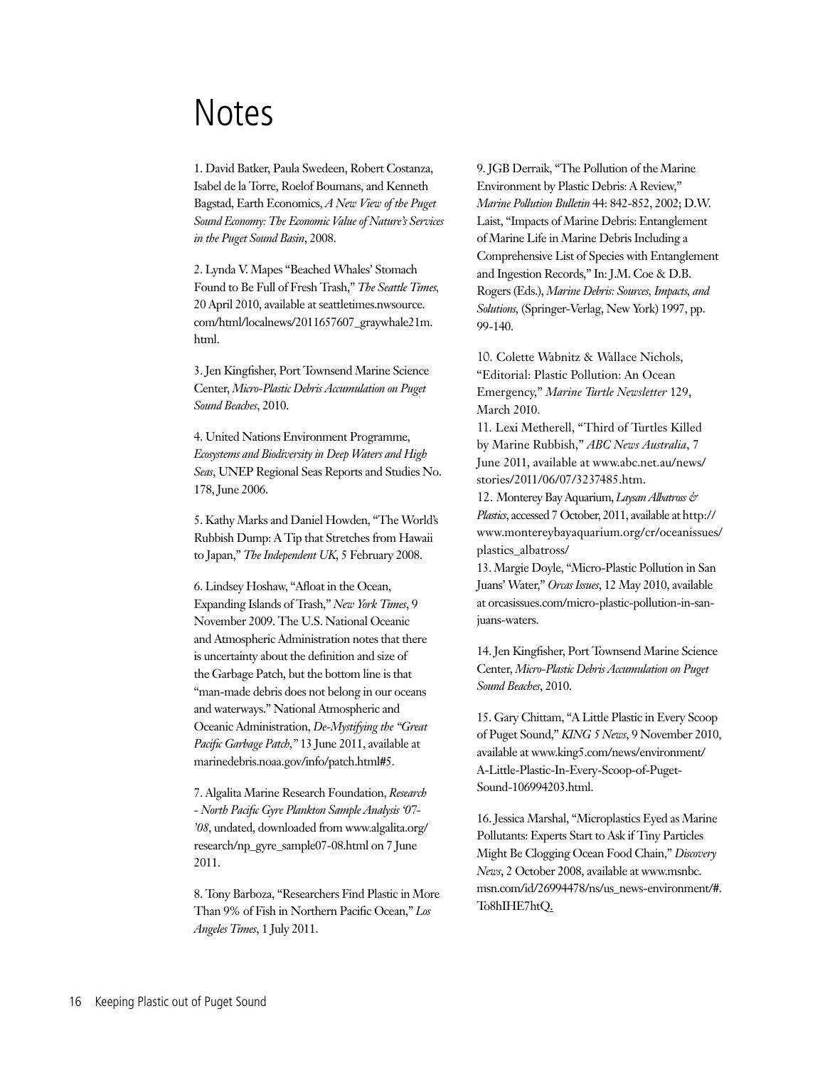# Notes

1. David Batker, Paula Swedeen, Robert Costanza, Isabel de la Torre, Roelof Boumans, and Kenneth Bagstad, Earth Economics, *A New View of the Puget Sound Economy: The Economic Value of Nature's Services in the Puget Sound Basin*, 2008.

2. Lynda V. Mapes "Beached Whales' Stomach Found to Be Full of Fresh Trash," *The Seattle Times,* 20 April 2010, available at seattletimes.nwsource.com/html/localnews/2011657607_graywhale21m.html.

3. Jen Kingfisher, Port Townsend Marine Science Center, *Micro-Plastic Debris Accumulation on Puget Sound Beaches*, 2010.

4. United Nations Environment Programme, *Ecosystems and Biodiversity in Deep Waters and High Seas*, UNEP Regional Seas Reports and Studies No. 178, June 2006.

5. Kathy Marks and Daniel Howden, "The World's Rubbish Dump: A Tip that Stretches from Hawaii to Japan," *The Independent UK*, 5 February 2008.

6. Lindsey Hoshaw, "Afloat in the Ocean, Expanding Islands of Trash," *New York Times*, 9 November 2009. The U.S. National Oceanic and Atmospheric Administration notes that there is uncertainty about the definition and size of the Garbage Patch, but the bottom line is that "man-made debris does not belong in our oceans and waterways." National Atmospheric and Oceanic Administration, *De-Mystifying the "Great Pacific Garbage Patch,"* 13 June 2011, available at marinedebris.noaa.gov/info/patch.html#5.

7. Algalita Marine Research Foundation, *Research - North Pacific Gyre Plankton Sample Analysis '07-'08*, undated, downloaded from www.algalita.org/research/np_gyre_sample07-08.html on 7 June 2011.

8. Tony Barboza, "Researchers Find Plastic in More Than 9% of Fish in Northern Pacific Ocean," *Los Angeles Times*, 1 July 2011.

9. JGB Derraik, "The Pollution of the Marine Environment by Plastic Debris: A Review," *Marine Pollution Bulletin* 44: 842-852, 2002; D.W. Laist, "Impacts of Marine Debris: Entanglement of Marine Life in Marine Debris Including a Comprehensive List of Species with Entanglement and Ingestion Records," In: J.M. Coe & D.B. Rogers (Eds.), *Marine Debris: Sources, Impacts, and Solutions,* (Springer-Verlag, New York) 1997, pp. 99-140.

10. Colette Wabnitz & Wallace Nichols, "Editorial: Plastic Pollution: An Ocean Emergency," *Marine Turtle Newsletter* 129, March 2010.

11. Lexi Metherell, "Third of Turtles Killed by Marine Rubbish," *ABC News Australia*, 7 June 2011, available at www.abc.net.au/news/stories/2011/06/07/3237485.htm.

12. Monterey Bay Aquarium, *Laysan Albatross & Plastics*, accessed 7 October, 2011, available at http://www.montereybayaquarium.org/cr/oceanissues/plastics_albatross/

13. Margie Doyle, "Micro-Plastic Pollution in San Juans' Water," *Orcas Issues*, 12 May 2010, available at orcasissues.com/micro-plastic-pollution-in-san-juans-waters.

14. Jen Kingfisher, Port Townsend Marine Science Center, *Micro-Plastic Debris Accumulation on Puget Sound Beaches*, 2010.

15. Gary Chittam, "A Little Plastic in Every Scoop of Puget Sound," *KING 5 News*, 9 November 2010, available at www.king5.com/news/environment/A-Little-Plastic-In-Every-Scoop-of-Puget-Sound-106994203.html.

16. Jessica Marshal, "Microplastics Eyed as Marine Pollutants: Experts Start to Ask if Tiny Particles Might Be Clogging Ocean Food Chain," *Discovery News*, 2 October 2008, available at www.msnbc.msn.com/id/26994478/ns/us_news-environment/#.To8hIHE7htQ.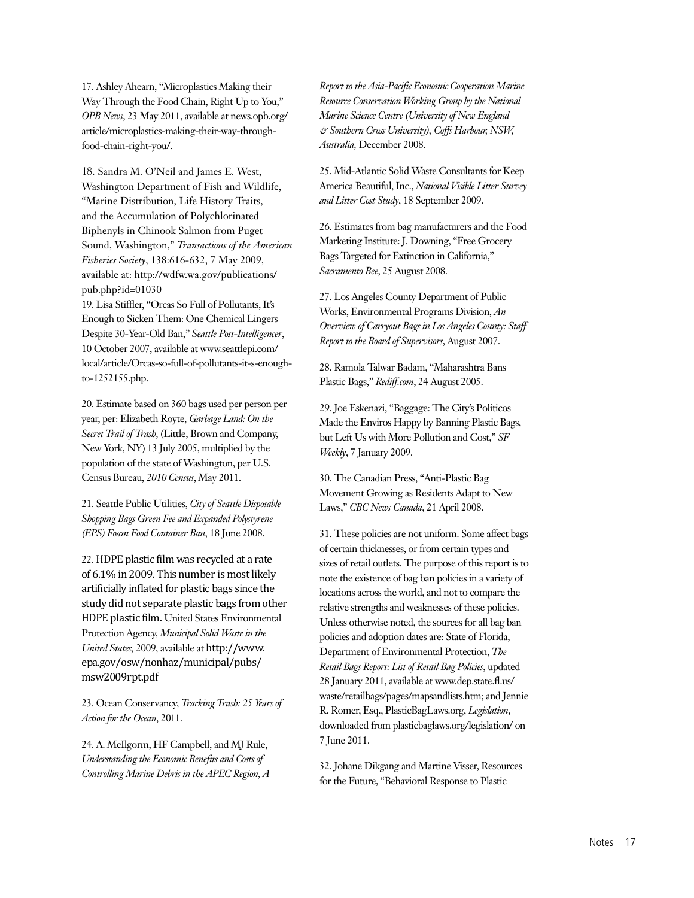17. Ashley Ahearn, "Microplastics Making their Way Through the Food Chain, Right Up to You," *OPB News*, 23 May 2011, available at news.opb.org/article/microplastics-making-their-way-through-food-chain-right-you/.

18. Sandra M. O'Neil and James E. West, Washington Department of Fish and Wildlife, "Marine Distribution, Life History Traits, and the Accumulation of Polychlorinated Biphenyls in Chinook Salmon from Puget Sound, Washington," *Transactions of the American Fisheries Society*, 138:616-632, 7 May 2009, available at: http://wdfw.wa.gov/publications/pub.php?id=01030

19. Lisa Stiffler, "Orcas So Full of Pollutants, It's Enough to Sicken Them: One Chemical Lingers Despite 30-Year-Old Ban," *Seattle Post-Intelligencer*, 10 October 2007, available at www.seattlepi.com/local/article/Orcas-so-full-of-pollutants-it-s-enough-to-1252155.php.

20. Estimate based on 360 bags used per person per year, per: Elizabeth Royte, *Garbage Land: On the Secret Trail of Trash*, (Little, Brown and Company, New York, NY) 13 July 2005, multiplied by the population of the state of Washington, per U.S. Census Bureau, *2010 Census*, May 2011.

21. Seattle Public Utilities, *City of Seattle Disposable Shopping Bags Green Fee and Expanded Polystyrene (EPS) Foam Food Container Ban*, 18 June 2008.

22. HDPE plastic film was recycled at a rate of 6.1% in 2009. This number is most likely artificially inflated for plastic bags since the study did not separate plastic bags from other HDPE plastic film. United States Environmental Protection Agency, *Municipal Solid Waste in the United States*, 2009, available at http://www.epa.gov/osw/nonhaz/municipal/pubs/msw2009rpt.pdf

23. Ocean Conservancy, *Tracking Trash: 25 Years of Action for the Ocean*, 2011.

24. A. McIlgorm, HF Campbell, and MJ Rule, *Understanding the Economic Benefits and Costs of Controlling Marine Debris in the APEC Region, A Report to the Asia-Pacific Economic Cooperation Marine Resource Conservation Working Group by the National Marine Science Centre (University of New England & Southern Cross University), Coffs Harbour, NSW, Australia*, December 2008.

25. Mid-Atlantic Solid Waste Consultants for Keep America Beautiful, Inc., *National Visible Litter Survey and Litter Cost Study*, 18 September 2009.

26. Estimates from bag manufacturers and the Food Marketing Institute: J. Downing, "Free Grocery Bags Targeted for Extinction in California," *Sacramento Bee*, 25 August 2008.

27. Los Angeles County Department of Public Works, Environmental Programs Division, *An Overview of Carryout Bags in Los Angeles County: Staff Report to the Board of Supervisors*, August 2007.

28. Ramola Talwar Badam, "Maharashtra Bans Plastic Bags," *Rediff.com*, 24 August 2005.

29. Joe Eskenazi, "Baggage: The City's Politicos Made the Enviros Happy by Banning Plastic Bags, but Left Us with More Pollution and Cost," *SF Weekly*, 7 January 2009.

30. The Canadian Press, "Anti-Plastic Bag Movement Growing as Residents Adapt to New Laws," *CBC News Canada*, 21 April 2008.

31. These policies are not uniform. Some affect bags of certain thicknesses, or from certain types and sizes of retail outlets. The purpose of this report is to note the existence of bag ban policies in a variety of locations across the world, and not to compare the relative strengths and weaknesses of these policies. Unless otherwise noted, the sources for all bag ban policies and adoption dates are: State of Florida, Department of Environmental Protection, *The Retail Bags Report: List of Retail Bag Policies*, updated 28 January 2011, available at www.dep.state.fl.us/waste/retailbags/pages/mapsandlists.htm; and Jennie R. Romer, Esq., PlasticBagLaws.org, *Legislation*, downloaded from plasticbaglaws.org/legislation/ on 7 June 2011.

32. Johane Dikgang and Martine Visser, Resources for the Future, "Behavioral Response to Plastic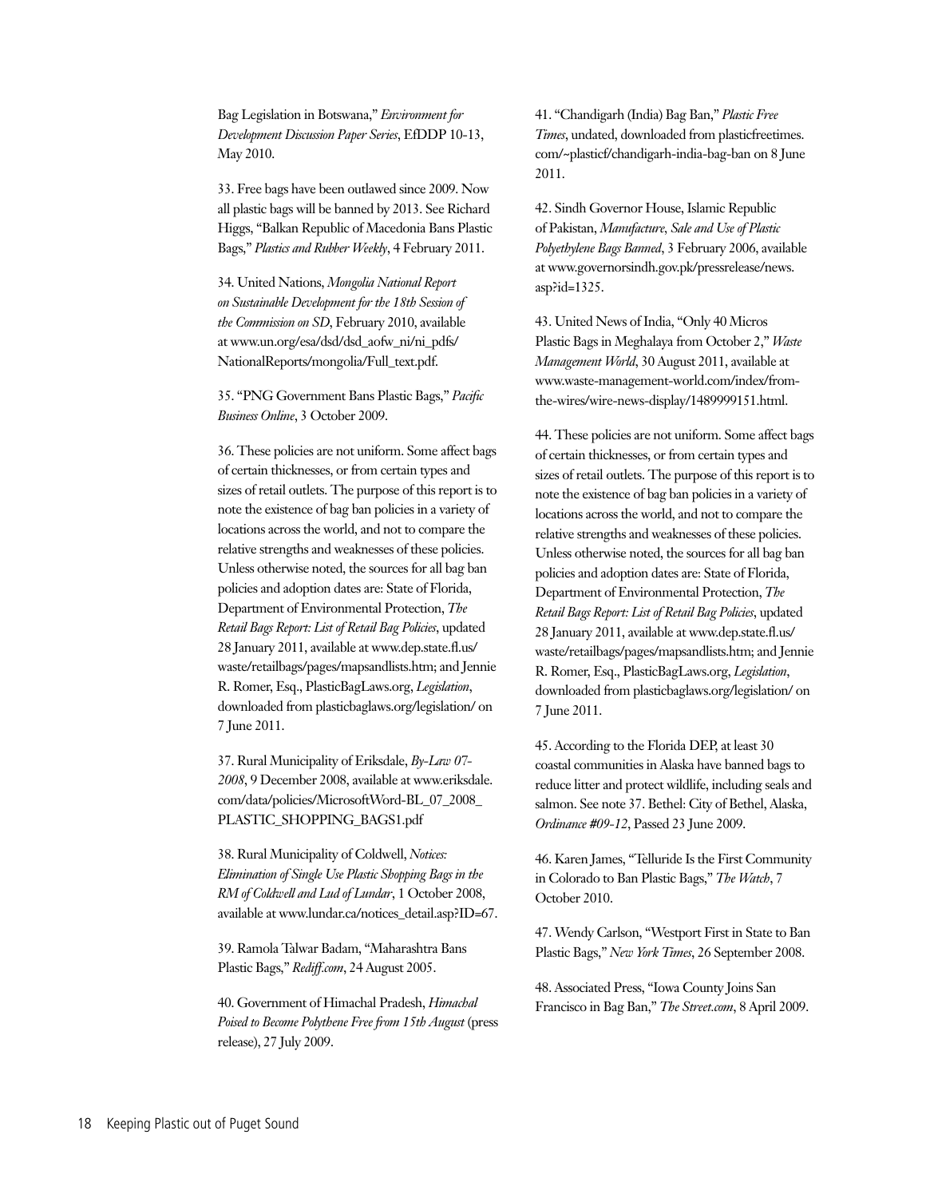Bag Legislation in Botswana," *Environment for Development Discussion Paper Series*, EfDDP 10-13, May 2010.

33. Free bags have been outlawed since 2009. Now all plastic bags will be banned by 2013. See Richard Higgs, "Balkan Republic of Macedonia Bans Plastic Bags," *Plastics and Rubber Weekly*, 4 February 2011.

34. United Nations, *Mongolia National Report on Sustainable Development for the 18th Session of the Commission on SD*, February 2010, available at www.un.org/esa/dsd/dsd_aofw_ni/ni_pdfs/NationalReports/mongolia/Full_text.pdf.

35. "PNG Government Bans Plastic Bags," *Pacific Business Online*, 3 October 2009.

36. These policies are not uniform. Some affect bags of certain thicknesses, or from certain types and sizes of retail outlets. The purpose of this report is to note the existence of bag ban policies in a variety of locations across the world, and not to compare the relative strengths and weaknesses of these policies. Unless otherwise noted, the sources for all bag ban policies and adoption dates are: State of Florida, Department of Environmental Protection, *The Retail Bags Report: List of Retail Bag Policies*, updated 28 January 2011, available at www.dep.state.fl.us/waste/retailbags/pages/mapsandlists.htm; and Jennie R. Romer, Esq., PlasticBagLaws.org, *Legislation*, downloaded from plasticbaglaws.org/legislation/ on 7 June 2011.

37. Rural Municipality of Eriksdale, *By-Law 07-2008*, 9 December 2008, available at www.eriksdale.com/data/policies/MicrosoftWord-BL_07_2008_PLASTIC_SHOPPING_BAGS1.pdf

38. Rural Municipality of Coldwell, *Notices: Elimination of Single Use Plastic Shopping Bags in the RM of Coldwell and Lud of Lundar*, 1 October 2008, available at www.lundar.ca/notices_detail.asp?ID=67.

39. Ramola Talwar Badam, "Maharashtra Bans Plastic Bags," *Rediff.com*, 24 August 2005.

40. Government of Himachal Pradesh, *Himachal Poised to Become Polythene Free from 15th August* (press release), 27 July 2009.

41. "Chandigarh (India) Bag Ban," *Plastic Free Times*, undated, downloaded from plasticfreetimes.com/~plasticf/chandigarh-india-bag-ban on 8 June 2011.

42. Sindh Governor House, Islamic Republic of Pakistan, *Manufacture, Sale and Use of Plastic Polyethylene Bags Banned*, 3 February 2006, available at www.governorsindh.gov.pk/pressrelease/news.asp?id=1325.

43. United News of India, "Only 40 Micros Plastic Bags in Meghalaya from October 2," *Waste Management World*, 30 August 2011, available at www.waste-management-world.com/index/from-the-wires/wire-news-display/1489999151.html.

44. These policies are not uniform. Some affect bags of certain thicknesses, or from certain types and sizes of retail outlets. The purpose of this report is to note the existence of bag ban policies in a variety of locations across the world, and not to compare the relative strengths and weaknesses of these policies. Unless otherwise noted, the sources for all bag ban policies and adoption dates are: State of Florida, Department of Environmental Protection, *The Retail Bags Report: List of Retail Bag Policies*, updated 28 January 2011, available at www.dep.state.fl.us/waste/retailbags/pages/mapsandlists.htm; and Jennie R. Romer, Esq., PlasticBagLaws.org, *Legislation*, downloaded from plasticbaglaws.org/legislation/ on 7 June 2011.

45. According to the Florida DEP, at least 30 coastal communities in Alaska have banned bags to reduce litter and protect wildlife, including seals and salmon. See note 37. Bethel: City of Bethel, Alaska, *Ordinance #09-12*, Passed 23 June 2009.

46. Karen James, "Telluride Is the First Community in Colorado to Ban Plastic Bags," *The Watch*, 7 October 2010.

47. Wendy Carlson, "Westport First in State to Ban Plastic Bags," *New York Times*, 26 September 2008.

48. Associated Press, "Iowa County Joins San Francisco in Bag Ban," *The Street.com*, 8 April 2009.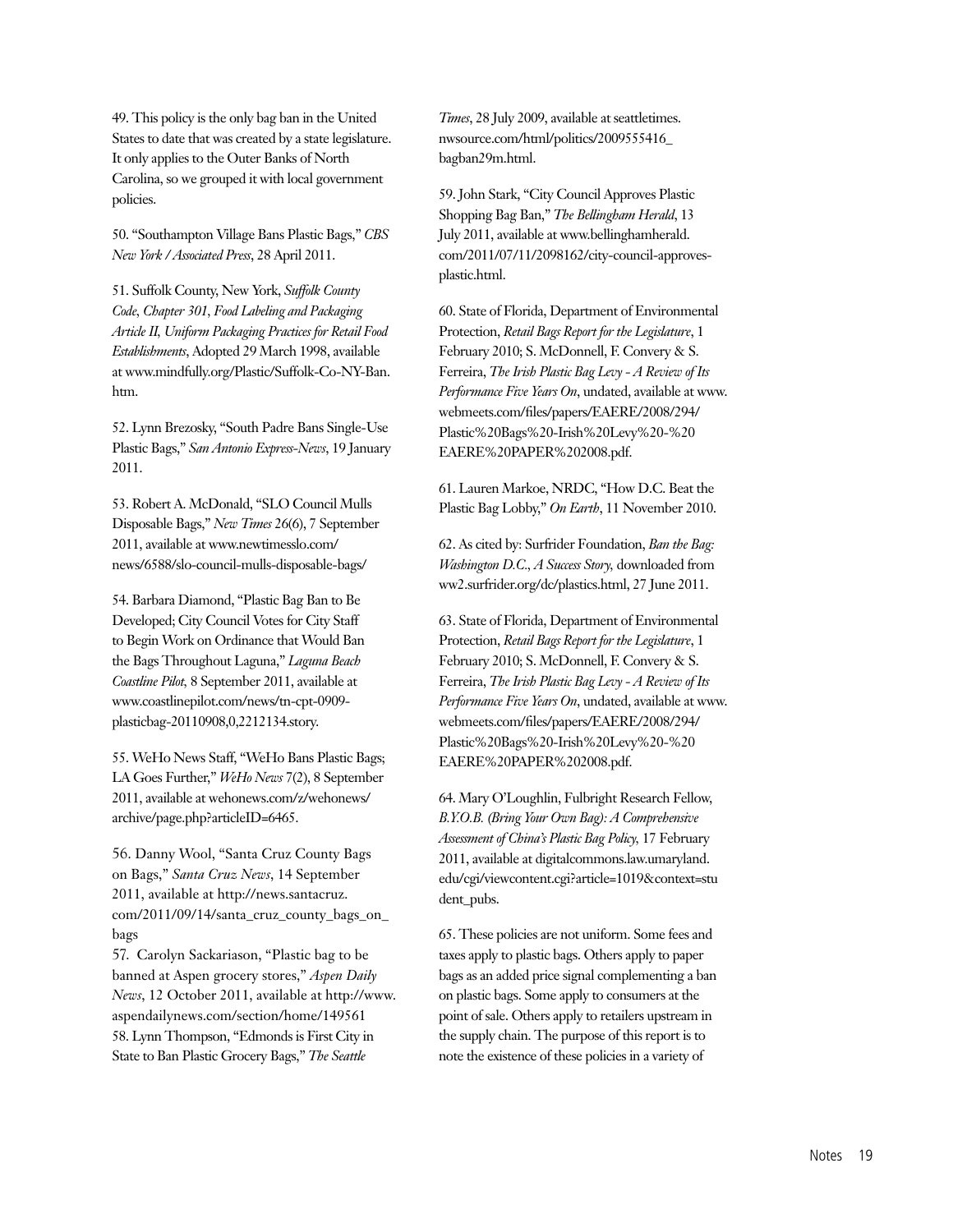49. This policy is the only bag ban in the United States to date that was created by a state legislature. It only applies to the Outer Banks of North Carolina, so we grouped it with local government policies.

50. "Southampton Village Bans Plastic Bags," *CBS New York / Associated Press*, 28 April 2011.

51. Suffolk County, New York, *Suffolk County Code, Chapter 301, Food Labeling and Packaging Article II, Uniform Packaging Practices for Retail Food Establishments*, Adopted 29 March 1998, available at www.mindfully.org/Plastic/Suffolk-Co-NY-Ban.htm.

52. Lynn Brezosky, "South Padre Bans Single-Use Plastic Bags," *San Antonio Express-News*, 19 January 2011.

53. Robert A. McDonald, "SLO Council Mulls Disposable Bags," *New Times* 26(6), 7 September 2011, available at www.newtimesslo.com/news/6588/slo-council-mulls-disposable-bags/

54. Barbara Diamond, "Plastic Bag Ban to Be Developed; City Council Votes for City Staff to Begin Work on Ordinance that Would Ban the Bags Throughout Laguna," *Laguna Beach Coastline Pilot*, 8 September 2011, available at www.coastlinepilot.com/news/tn-cpt-0909-plasticbag-20110908,0,2212134.story.

55. WeHo News Staff, "WeHo Bans Plastic Bags; LA Goes Further," *WeHo News* 7(2), 8 September 2011, available at wehonews.com/z/wehonews/archive/page.php?articleID=6465.

56. Danny Wool, "Santa Cruz County Bags on Bags," *Santa Cruz News*, 14 September 2011, available at http://news.santacruz.com/2011/09/14/santa_cruz_county_bags_on_bags

57. Carolyn Sackariason, "Plastic bag to be banned at Aspen grocery stores," *Aspen Daily News*, 12 October 2011, available at http://www.aspendailynews.com/section/home/149561

58. Lynn Thompson, "Edmonds is First City in State to Ban Plastic Grocery Bags," *The Seattle Times*, 28 July 2009, available at seattletimes.nwsource.com/html/politics/2009555416_bagban29m.html.

59. John Stark, "City Council Approves Plastic Shopping Bag Ban," *The Bellingham Herald*, 13 July 2011, available at www.bellinghamherald.com/2011/07/11/2098162/city-council-approves-plastic.html.

60. State of Florida, Department of Environmental Protection, *Retail Bags Report for the Legislature*, 1 February 2010; S. McDonnell, F. Convery & S. Ferreira, *The Irish Plastic Bag Levy - A Review of Its Performance Five Years On*, undated, available at www.webmeets.com/files/papers/EAERE/2008/294/Plastic%20Bags%20-Irish%20Levy%20-%20EAERE%20PAPER%202008.pdf.

61. Lauren Markoe, NRDC, "How D.C. Beat the Plastic Bag Lobby," *On Earth*, 11 November 2010.

62. As cited by: Surfrider Foundation, *Ban the Bag: Washington D.C., A Success Story,* downloaded from ww2.surfrider.org/dc/plastics.html, 27 June 2011.

63. State of Florida, Department of Environmental Protection, *Retail Bags Report for the Legislature*, 1 February 2010; S. McDonnell, F. Convery & S. Ferreira, *The Irish Plastic Bag Levy - A Review of Its Performance Five Years On*, undated, available at www.webmeets.com/files/papers/EAERE/2008/294/Plastic%20Bags%20-Irish%20Levy%20-%20EAERE%20PAPER%202008.pdf.

64. Mary O'Loughlin, Fulbright Research Fellow, *B.Y.O.B. (Bring Your Own Bag): A Comprehensive Assessment of China's Plastic Bag Policy,* 17 February 2011, available at digitalcommons.law.umaryland.edu/cgi/viewcontent.cgi?article=1019&context=student_pubs.

65. These policies are not uniform. Some fees and taxes apply to plastic bags. Others apply to paper bags as an added price signal complementing a ban on plastic bags. Some apply to consumers at the point of sale. Others apply to retailers upstream in the supply chain. The purpose of this report is to note the existence of these policies in a variety of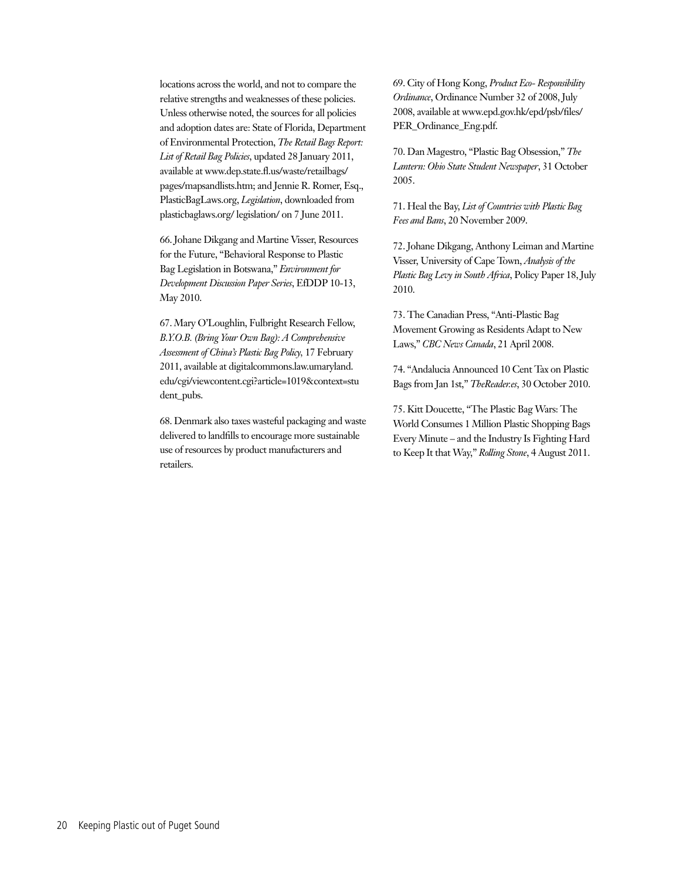locations across the world, and not to compare the relative strengths and weaknesses of these policies. Unless otherwise noted, the sources for all policies and adoption dates are: State of Florida, Department of Environmental Protection, *The Retail Bags Report: List of Retail Bag Policies*, updated 28 January 2011, available at www.dep.state.fl.us/waste/retailbags/pages/mapsandlists.htm; and Jennie R. Romer, Esq., PlasticBagLaws.org, *Legislation*, downloaded from plasticbaglaws.org/ legislation/ on 7 June 2011.

66. Johane Dikgang and Martine Visser, Resources for the Future, "Behavioral Response to Plastic Bag Legislation in Botswana," *Environment for Development Discussion Paper Series*, EfDDP 10-13, May 2010.

67. Mary O'Loughlin, Fulbright Research Fellow, *B.Y.O.B. (Bring Your Own Bag): A Comprehensive Assessment of China's Plastic Bag Policy,* 17 February 2011, available at digitalcommons.law.umaryland.edu/cgi/viewcontent.cgi?article=1019&context=student_pubs.

68. Denmark also taxes wasteful packaging and waste delivered to landfills to encourage more sustainable use of resources by product manufacturers and retailers.

69. City of Hong Kong, *Product Eco- Responsibility Ordinance*, Ordinance Number 32 of 2008, July 2008, available at www.epd.gov.hk/epd/psb/files/PER_Ordinance_Eng.pdf.

70. Dan Magestro, "Plastic Bag Obsession," *The Lantern: Ohio State Student Newspaper*, 31 October 2005.

71. Heal the Bay, *List of Countries with Plastic Bag Fees and Bans*, 20 November 2009.

72. Johane Dikgang, Anthony Leiman and Martine Visser, University of Cape Town, *Analysis of the Plastic Bag Levy in South Africa*, Policy Paper 18, July 2010.

73. The Canadian Press, "Anti-Plastic Bag Movement Growing as Residents Adapt to New Laws," *CBC News Canada*, 21 April 2008.

74. "Andalucia Announced 10 Cent Tax on Plastic Bags from Jan 1st," *TheReader.es*, 30 October 2010.

75. Kitt Doucette, "The Plastic Bag Wars: The World Consumes 1 Million Plastic Shopping Bags Every Minute – and the Industry Is Fighting Hard to Keep It that Way," *Rolling Stone*, 4 August 2011.